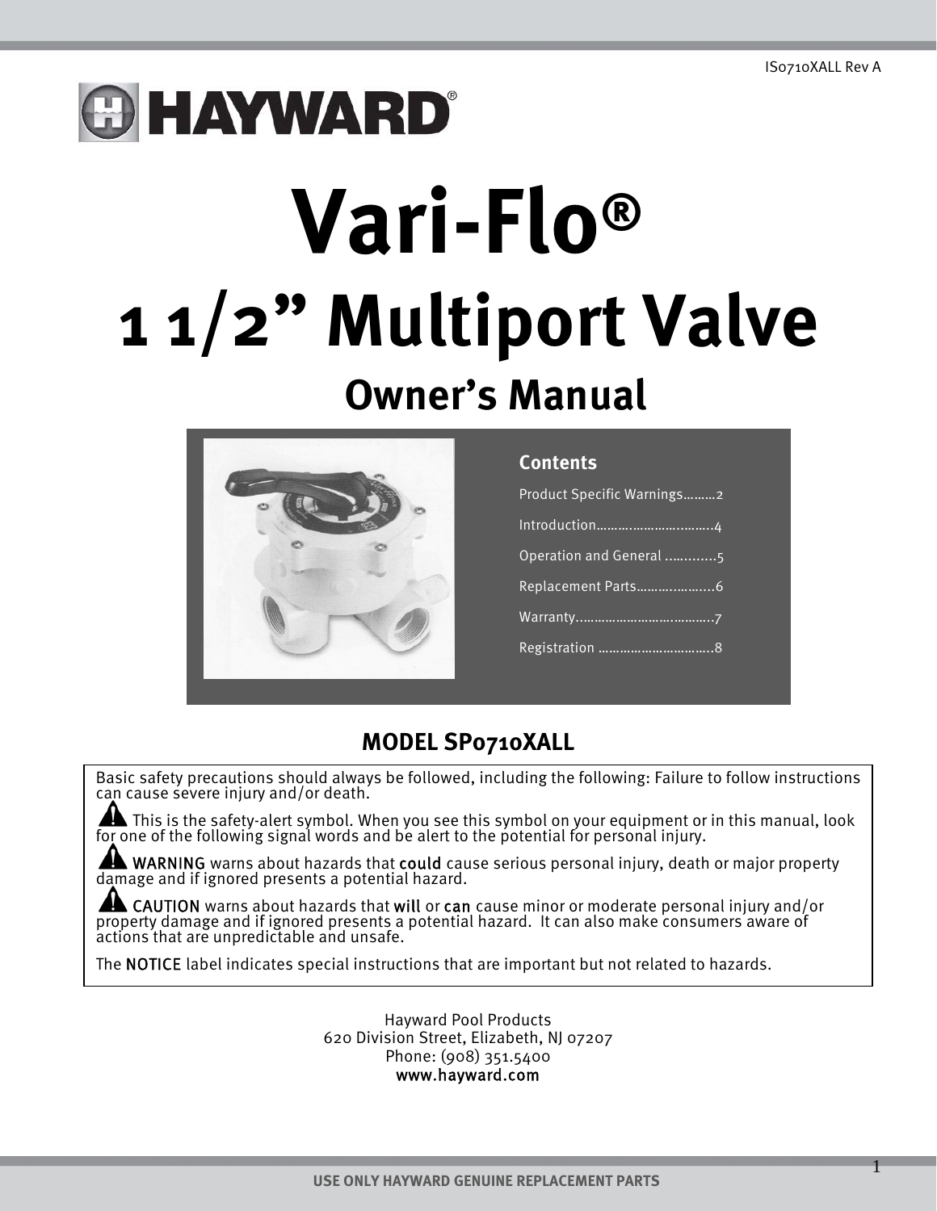IS0710XALL Rev A

# Vari-Flo®

# 1 1/2" Multiport Valve

## Owner's Manual

**Contents**

Product Specific Warnings.........2

Introduction...............................4

Operation and General .............5

Replacement Parts....................6

Warranty...................................7

Registration ..............................8

## MODEL SP0710XALL

Basic safety precautions should always be followed, including the following: Failure to follow instructions can cause severe injury and/or death.

⚠ This is the safety-alert symbol. When you see this symbol on your equipment or in this manual, look for one of the following signal words and be alert to the potential for personal injury.

⚠ WARNING warns about hazards that could cause serious personal injury, death or major property damage and if ignored presents a potential hazard.

⚠ CAUTION warns about hazards that will or can cause minor or moderate personal injury and/or property damage and if ignored presents a potential hazard. It can also make consumers aware of actions that are unpredictable and unsafe.

The NOTICE label indicates special instructions that are important but not related to hazards.

Hayward Pool Products
620 Division Street, Elizabeth, NJ 07207
Phone: (908) 351.5400
www.hayward.com

**USE ONLY HAYWARD GENUINE REPLACEMENT PARTS**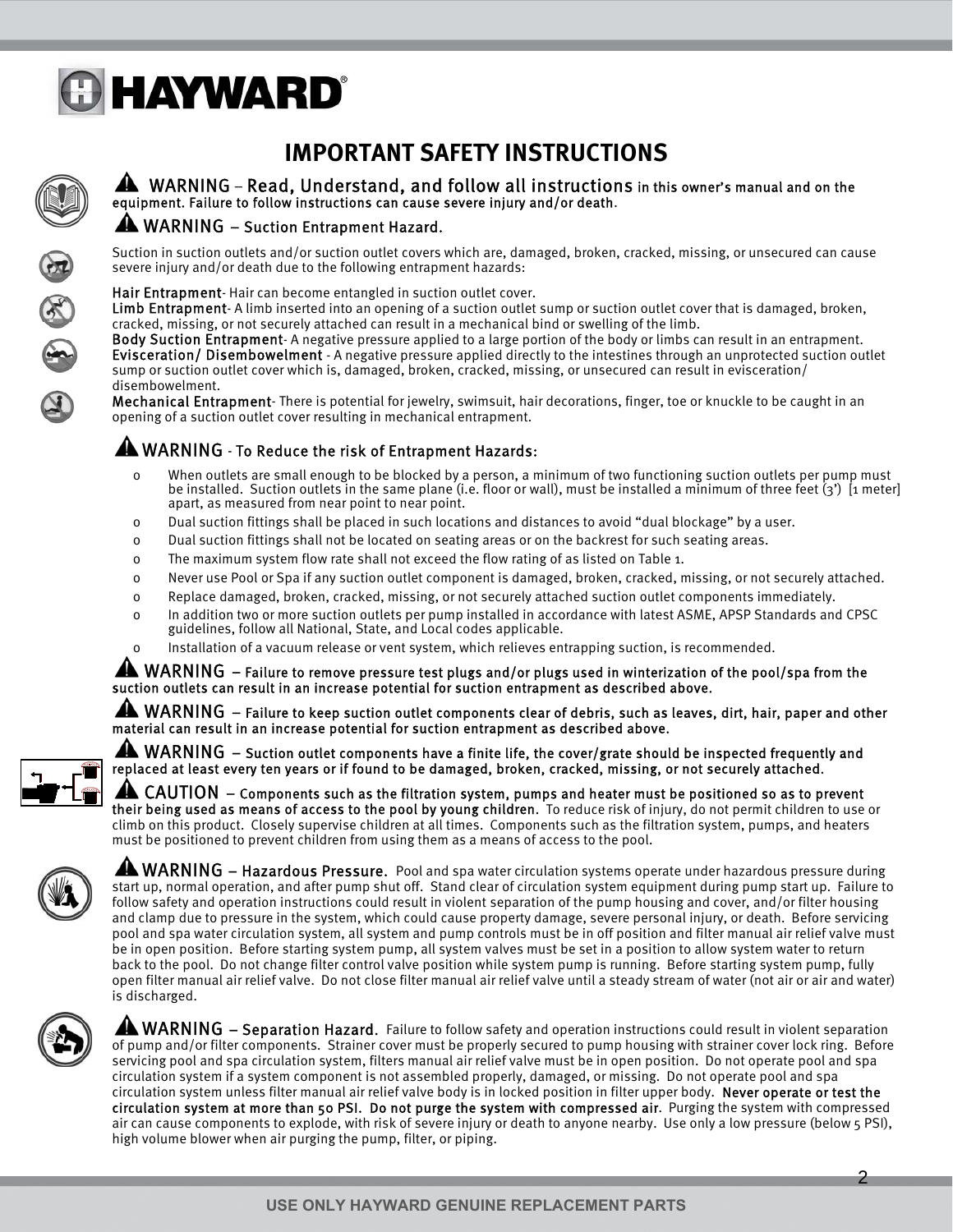# IMPORTANT SAFETY INSTRUCTIONS

**WARNING – Read, Understand, and follow all instructions in this owner's manual and on the equipment. Failure to follow instructions can cause severe injury and/or death.**

**WARNING – Suction Entrapment Hazard.**

Suction in suction outlets and/or suction outlet covers which are, damaged, broken, cracked, missing, or unsecured can cause severe injury and/or death due to the following entrapment hazards:

**Hair Entrapment**- Hair can become entangled in suction outlet cover.
**Limb Entrapment**- A limb inserted into an opening of a suction outlet sump or suction outlet cover that is damaged, broken, cracked, missing, or not securely attached can result in a mechanical bind or swelling of the limb.
**Body Suction Entrapment**- A negative pressure applied to a large portion of the body or limbs can result in an entrapment.
**Evisceration/ Disembowelment** - A negative pressure applied directly to the intestines through an unprotected suction outlet sump or suction outlet cover which is, damaged, broken, cracked, missing, or unsecured can result in evisceration/ disembowelment.
**Mechanical Entrapment**- There is potential for jewelry, swimsuit, hair decorations, finger, toe or knuckle to be caught in an opening of a suction outlet cover resulting in mechanical entrapment.

**WARNING - To Reduce the risk of Entrapment Hazards:**

- When outlets are small enough to be blocked by a person, a minimum of two functioning suction outlets per pump must be installed. Suction outlets in the same plane (i.e. floor or wall), must be installed a minimum of three feet (3') [1 meter] apart, as measured from near point to near point.
- Dual suction fittings shall be placed in such locations and distances to avoid "dual blockage" by a user.
- Dual suction fittings shall not be located on seating areas or on the backrest for such seating areas.
- The maximum system flow rate shall not exceed the flow rating of as listed on Table 1.
- Never use Pool or Spa if any suction outlet component is damaged, broken, cracked, missing, or not securely attached.
- Replace damaged, broken, cracked, missing, or not securely attached suction outlet components immediately.
- In addition two or more suction outlets per pump installed in accordance with latest ASME, APSP Standards and CPSC guidelines, follow all National, State, and Local codes applicable.
- Installation of a vacuum release or vent system, which relieves entrapping suction, is recommended.

**WARNING – Failure to remove pressure test plugs and/or plugs used in winterization of the pool/spa from the suction outlets can result in an increase potential for suction entrapment as described above.**

**WARNING – Failure to keep suction outlet components clear of debris, such as leaves, dirt, hair, paper and other material can result in an increase potential for suction entrapment as described above.**

**WARNING – Suction outlet components have a finite life, the cover/grate should be inspected frequently and replaced at least every ten years or if found to be damaged, broken, cracked, missing, or not securely attached.**

**CAUTION – Components such as the filtration system, pumps and heater must be positioned so as to prevent their being used as means of access to the pool by young children.** To reduce risk of injury, do not permit children to use or climb on this product. Closely supervise children at all times. Components such as the filtration system, pumps, and heaters must be positioned to prevent children from using them as a means of access to the pool.

**WARNING – Hazardous Pressure.** Pool and spa water circulation systems operate under hazardous pressure during start up, normal operation, and after pump shut off. Stand clear of circulation system equipment during pump start up. Failure to follow safety and operation instructions could result in violent separation of the pump housing and cover, and/or filter housing and clamp due to pressure in the system, which could cause property damage, severe personal injury, or death. Before servicing pool and spa water circulation system, all system and pump controls must be in off position and filter manual air relief valve must be in open position. Before starting system pump, all system valves must be set in a position to allow system water to return back to the pool. Do not change filter control valve position while system pump is running. Before starting system pump, fully open filter manual air relief valve. Do not close filter manual air relief valve until a steady stream of water (not air or air and water) is discharged.

**WARNING – Separation Hazard.** Failure to follow safety and operation instructions could result in violent separation of pump and/or filter components. Strainer cover must be properly secured to pump housing with strainer cover lock ring. Before servicing pool and spa circulation system, filters manual air relief valve must be in open position. Do not operate pool and spa circulation system if a system component is not assembled properly, damaged, or missing. Do not operate pool and spa circulation system unless filter manual air relief valve body is in locked position in filter upper body. **Never operate or test the circulation system at more than 50 PSI. Do not purge the system with compressed air.** Purging the system with compressed air can cause components to explode, with risk of severe injury or death to anyone nearby. Use only a low pressure (below 5 PSI), high volume blower when air purging the pump, filter, or piping.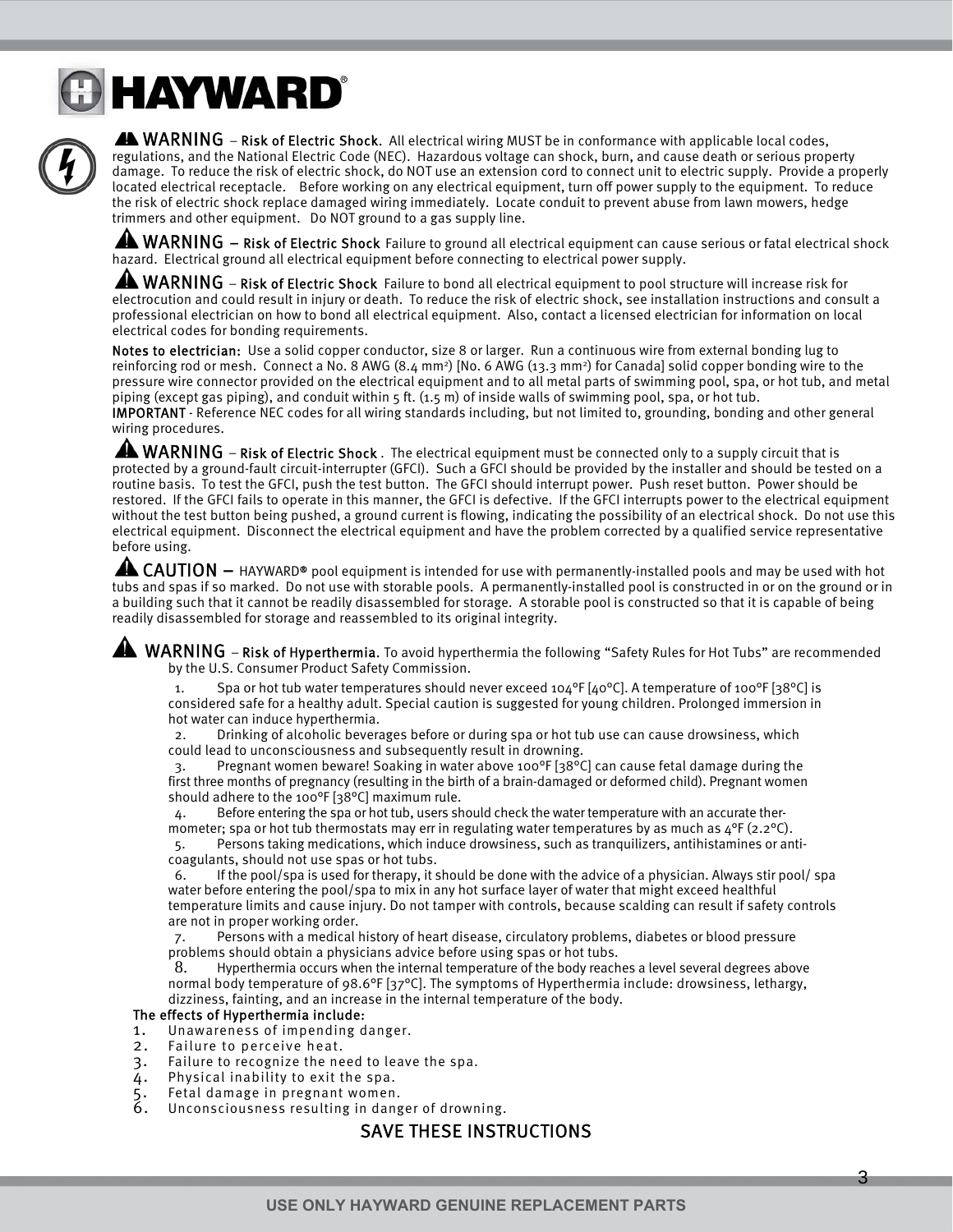**⚠ WARNING** – **Risk of Electric Shock.** All electrical wiring MUST be in conformance with applicable local codes, regulations, and the National Electric Code (NEC). Hazardous voltage can shock, burn, and cause death or serious property damage. To reduce the risk of electric shock, do NOT use an extension cord to connect unit to electric supply. Provide a properly located electrical receptacle. Before working on any electrical equipment, turn off power supply to the equipment. To reduce the risk of electric shock replace damaged wiring immediately. Locate conduit to prevent abuse from lawn mowers, hedge trimmers and other equipment. Do NOT ground to a gas supply line.

**⚠ WARNING** – **Risk of Electric Shock** Failure to ground all electrical equipment can cause serious or fatal electrical shock hazard. Electrical ground all electrical equipment before connecting to electrical power supply.

**⚠ WARNING** – **Risk of Electric Shock** Failure to bond all electrical equipment to pool structure will increase risk for electrocution and could result in injury or death. To reduce the risk of electric shock, see installation instructions and consult a professional electrician on how to bond all electrical equipment. Also, contact a licensed electrician for information on local electrical codes for bonding requirements.

**Notes to electrician:** Use a solid copper conductor, size 8 or larger. Run a continuous wire from external bonding lug to reinforcing rod or mesh. Connect a No. 8 AWG (8.4 mm$^2$) [No. 6 AWG (13.3 mm$^2$) for Canada] solid copper bonding wire to the pressure wire connector provided on the electrical equipment and to all metal parts of swimming pool, spa, or hot tub, and metal piping (except gas piping), and conduit within 5 ft. (1.5 m) of inside walls of swimming pool, spa, or hot tub.
**IMPORTANT** - Reference NEC codes for all wiring standards including, but not limited to, grounding, bonding and other general wiring procedures.

**⚠ WARNING** – **Risk of Electric Shock** . The electrical equipment must be connected only to a supply circuit that is protected by a ground-fault circuit-interrupter (GFCI). Such a GFCI should be provided by the installer and should be tested on a routine basis. To test the GFCI, push the test button. The GFCI should interrupt power. Push reset button. Power should be restored. If the GFCI fails to operate in this manner, the GFCI is defective. If the GFCI interrupts power to the electrical equipment without the test button being pushed, a ground current is flowing, indicating the possibility of an electrical shock. Do not use this electrical equipment. Disconnect the electrical equipment and have the problem corrected by a qualified service representative before using.

**⚠ CAUTION** – HAYWARD® pool equipment is intended for use with permanently-installed pools and may be used with hot tubs and spas if so marked. Do not use with storable pools. A permanently-installed pool is constructed in or on the ground or in a building such that it cannot be readily disassembled for storage. A storable pool is constructed so that it is capable of being readily disassembled for storage and reassembled to its original integrity.

**⚠ WARNING** – **Risk of Hyperthermia.** To avoid hyperthermia the following "Safety Rules for Hot Tubs" are recommended by the U.S. Consumer Product Safety Commission.

1. Spa or hot tub water temperatures should never exceed 104°F [40°C]. A temperature of 100°F [38°C] is considered safe for a healthy adult. Special caution is suggested for young children. Prolonged immersion in hot water can induce hyperthermia.
2. Drinking of alcoholic beverages before or during spa or hot tub use can cause drowsiness, which could lead to unconsciousness and subsequently result in drowning.
3. Pregnant women beware! Soaking in water above 100°F [38°C] can cause fetal damage during the first three months of pregnancy (resulting in the birth of a brain-damaged or deformed child). Pregnant women should adhere to the 100°F [38°C] maximum rule.
4. Before entering the spa or hot tub, users should check the water temperature with an accurate thermometer; spa or hot tub thermostats may err in regulating water temperatures by as much as 4°F (2.2°C).
5. Persons taking medications, which induce drowsiness, such as tranquilizers, antihistamines or anti-coagulants, should not use spas or hot tubs.
6. If the pool/spa is used for therapy, it should be done with the advice of a physician. Always stir pool/ spa water before entering the pool/spa to mix in any hot surface layer of water that might exceed healthful temperature limits and cause injury. Do not tamper with controls, because scalding can result if safety controls are not in proper working order.
7. Persons with a medical history of heart disease, circulatory problems, diabetes or blood pressure problems should obtain a physicians advice before using spas or hot tubs.
8. Hyperthermia occurs when the internal temperature of the body reaches a level several degrees above normal body temperature of 98.6°F [37°C]. The symptoms of Hyperthermia include: drowsiness, lethargy, dizziness, fainting, and an increase in the internal temperature of the body.

**The effects of Hyperthermia include:**

1. Unawareness of impending danger.
2. Failure to perceive heat.
3. Failure to recognize the need to leave the spa.
4. Physical inability to exit the spa.
5. Fetal damage in pregnant women.
6. Unconsciousness resulting in danger of drowning.

**SAVE THESE INSTRUCTIONS**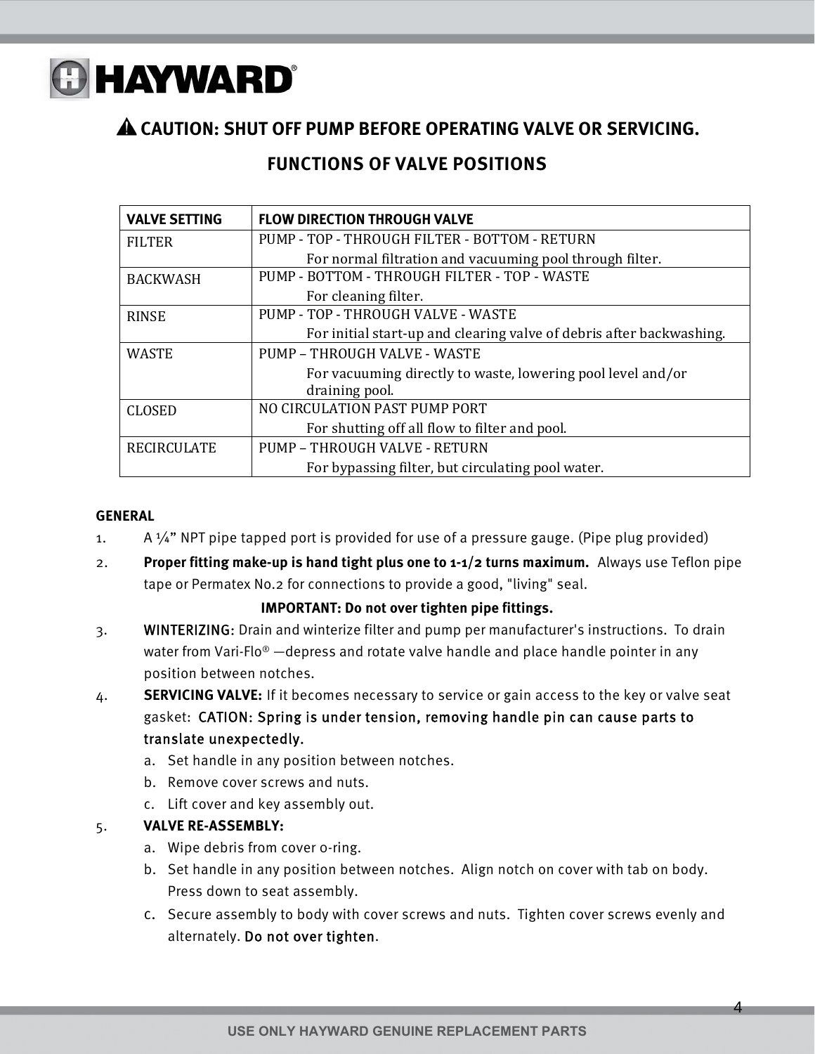**HAYWARD®**

## ⚠ CAUTION: SHUT OFF PUMP BEFORE OPERATING VALVE OR SERVICING.

## FUNCTIONS OF VALVE POSITIONS

| VALVE SETTING | FLOW DIRECTION THROUGH VALVE |
|---|---|
| FILTER | PUMP - TOP - THROUGH FILTER - BOTTOM - RETURN<br>For normal filtration and vacuuming pool through filter. |
| BACKWASH | PUMP - BOTTOM - THROUGH FILTER - TOP - WASTE<br>For cleaning filter. |
| RINSE | PUMP - TOP - THROUGH VALVE - WASTE<br>For initial start-up and clearing valve of debris after backwashing. |
| WASTE | PUMP – THROUGH VALVE - WASTE<br>For vacuuming directly to waste, lowering pool level and/or draining pool. |
| CLOSED | NO CIRCULATION PAST PUMP PORT<br>For shutting off all flow to filter and pool. |
| RECIRCULATE | PUMP – THROUGH VALVE - RETURN<br>For bypassing filter, but circulating pool water. |

### GENERAL

1. A ¼” NPT pipe tapped port is provided for use of a pressure gauge. (Pipe plug provided)
2. **Proper fitting make-up is hand tight plus one to 1-1/2 turns maximum.** Always use Teflon pipe tape or Permatex No.2 for connections to provide a good, "living" seal.

   **IMPORTANT: Do not over tighten pipe fittings.**
3. **WINTERIZING:** Drain and winterize filter and pump per manufacturer's instructions. To drain water from Vari-Flo® —depress and rotate valve handle and place handle pointer in any position between notches.
4. **SERVICING VALVE:** If it becomes necessary to service or gain access to the key or valve seat gasket: **CATION: Spring is under tension, removing handle pin can cause parts to translate unexpectedly.**
   a. Set handle in any position between notches.
   b. Remove cover screws and nuts.
   c. Lift cover and key assembly out.
5. **VALVE RE-ASSEMBLY:**
   a. Wipe debris from cover o-ring.
   b. Set handle in any position between notches. Align notch on cover with tab on body. Press down to seat assembly.
   c. Secure assembly to body with cover screws and nuts. Tighten cover screws evenly and alternately. **Do not over tighten**.

USE ONLY HAYWARD GENUINE REPLACEMENT PARTS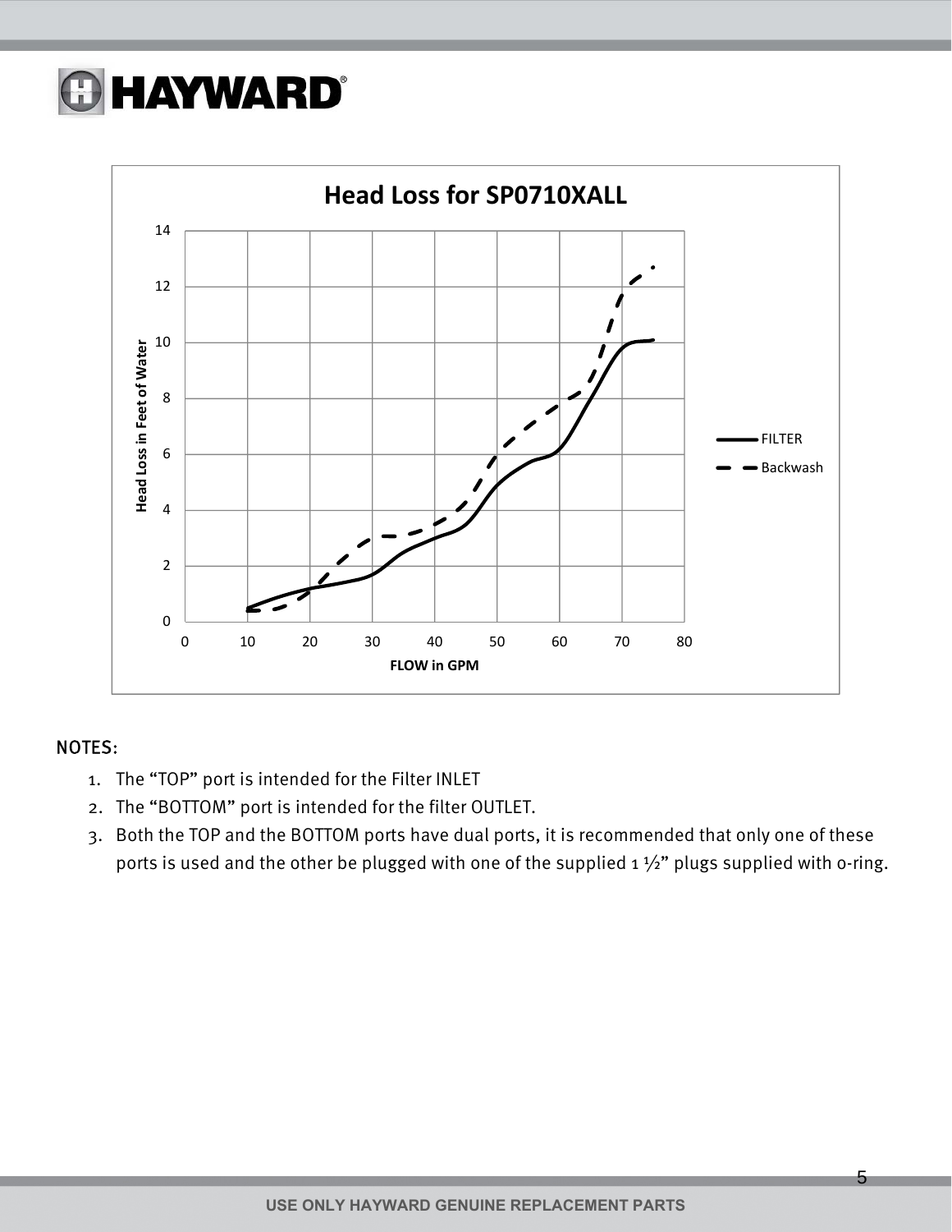## Head Loss for SP0710XALL

NOTES:

1. The "TOP" port is intended for the Filter INLET
2. The "BOTTOM" port is intended for the filter OUTLET.
3. Both the TOP and the BOTTOM ports have dual ports, it is recommended that only one of these ports is used and the other be plugged with one of the supplied 1 ½" plugs supplied with o-ring.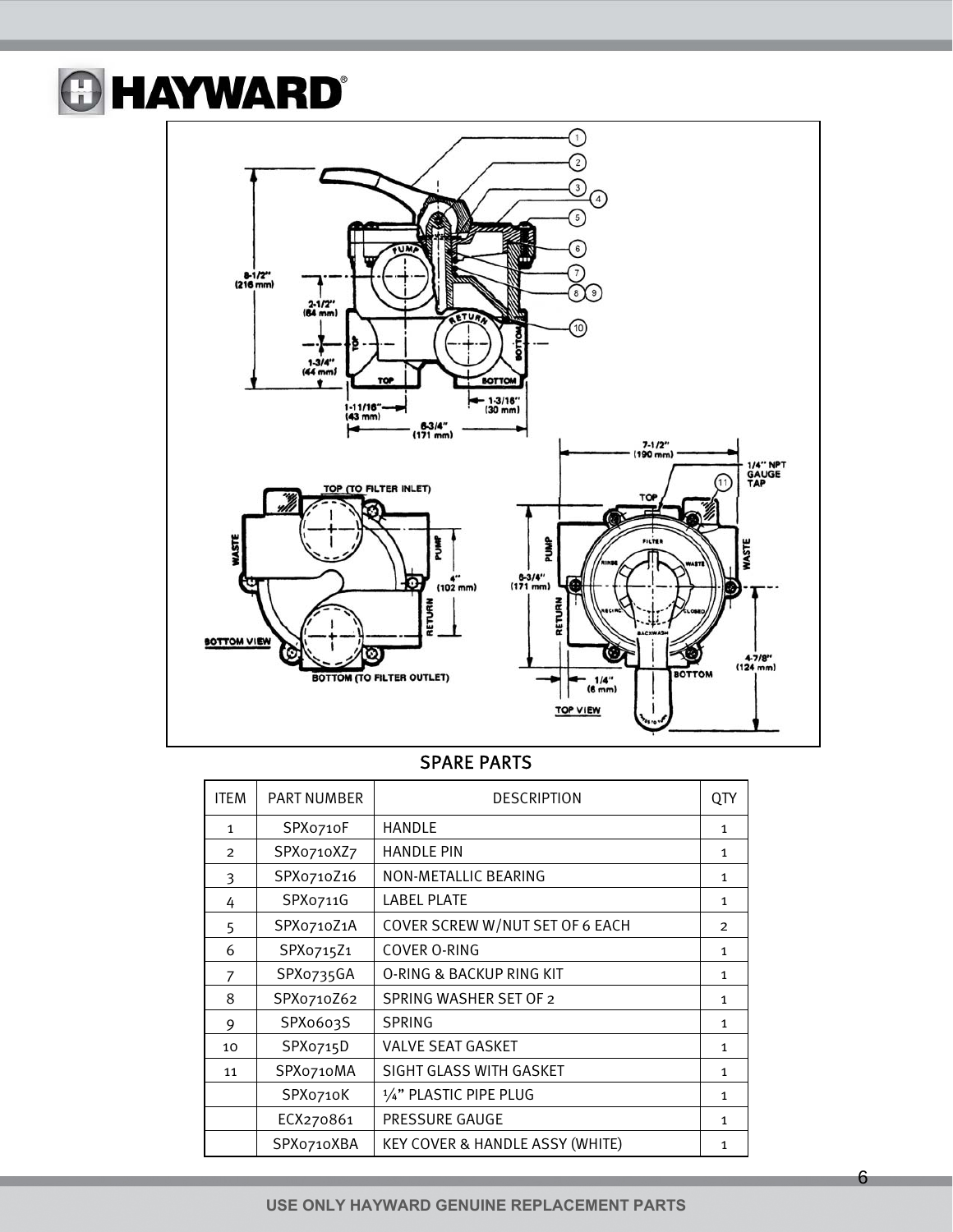## SPARE PARTS

| ITEM | PART NUMBER | DESCRIPTION | QTY |
| --- | --- | --- | --- |
| 1 | SPX0710F | HANDLE | 1 |
| 2 | SPX0710XZ7 | HANDLE PIN | 1 |
| 3 | SPX0710Z16 | NON-METALLIC BEARING | 1 |
| 4 | SPX0711G | LABEL PLATE | 1 |
| 5 | SPX0710Z1A | COVER SCREW W/NUT SET OF 6 EACH | 2 |
| 6 | SPX0715Z1 | COVER O-RING | 1 |
| 7 | SPX0735GA | O-RING & BACKUP RING KIT | 1 |
| 8 | SPX0710Z62 | SPRING WASHER SET OF 2 | 1 |
| 9 | SPX0603S | SPRING | 1 |
| 10 | SPX0715D | VALVE SEAT GASKET | 1 |
| 11 | SPX0710MA | SIGHT GLASS WITH GASKET | 1 |
| | SPX0710K | ¼" PLASTIC PIPE PLUG | 1 |
| | ECX270861 | PRESSURE GAUGE | 1 |
| | SPX0710XBA | KEY COVER & HANDLE ASSY (WHITE) | 1 |

USE ONLY HAYWARD GENUINE REPLACEMENT PARTS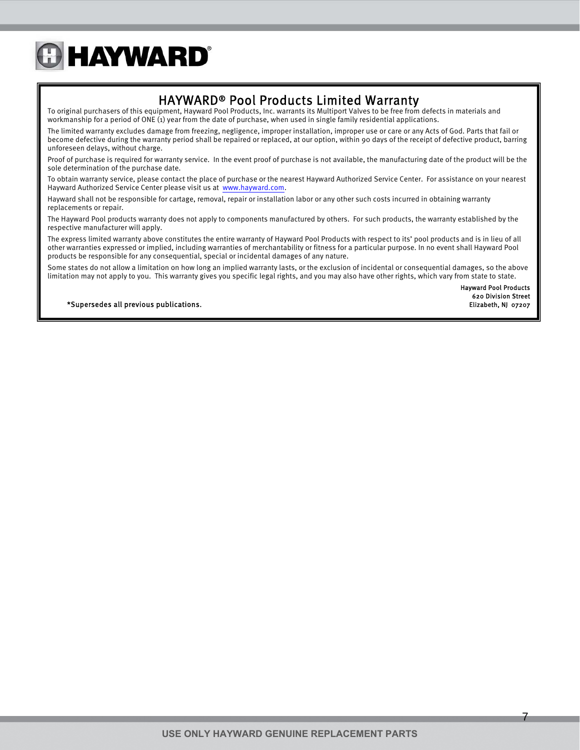# HAYWARD® Pool Products Limited Warranty

To original purchasers of this equipment, Hayward Pool Products, Inc. warrants its Multiport Valves to be free from defects in materials and workmanship for a period of ONE (1) year from the date of purchase, when used in single family residential applications.

The limited warranty excludes damage from freezing, negligence, improper installation, improper use or care or any Acts of God. Parts that fail or become defective during the warranty period shall be repaired or replaced, at our option, within 90 days of the receipt of defective product, barring unforeseen delays, without charge.

Proof of purchase is required for warranty service. In the event proof of purchase is not available, the manufacturing date of the product will be the sole determination of the purchase date.

To obtain warranty service, please contact the place of purchase or the nearest Hayward Authorized Service Center. For assistance on your nearest Hayward Authorized Service Center please visit us at www.hayward.com.

Hayward shall not be responsible for cartage, removal, repair or installation labor or any other such costs incurred in obtaining warranty replacements or repair.

The Hayward Pool products warranty does not apply to components manufactured by others. For such products, the warranty established by the respective manufacturer will apply.

The express limited warranty above constitutes the entire warranty of Hayward Pool Products with respect to its' pool products and is in lieu of all other warranties expressed or implied, including warranties of merchantability or fitness for a particular purpose. In no event shall Hayward Pool products be responsible for any consequential, special or incidental damages of any nature.

Some states do not allow a limitation on how long an implied warranty lasts, or the exclusion of incidental or consequential damages, so the above limitation may not apply to you. This warranty gives you specific legal rights, and you may also have other rights, which vary from state to state.

*Supersedes all previous publications.

Hayward Pool Products
620 Division Street
Elizabeth, NJ 07207

USE ONLY HAYWARD GENUINE REPLACEMENT PARTS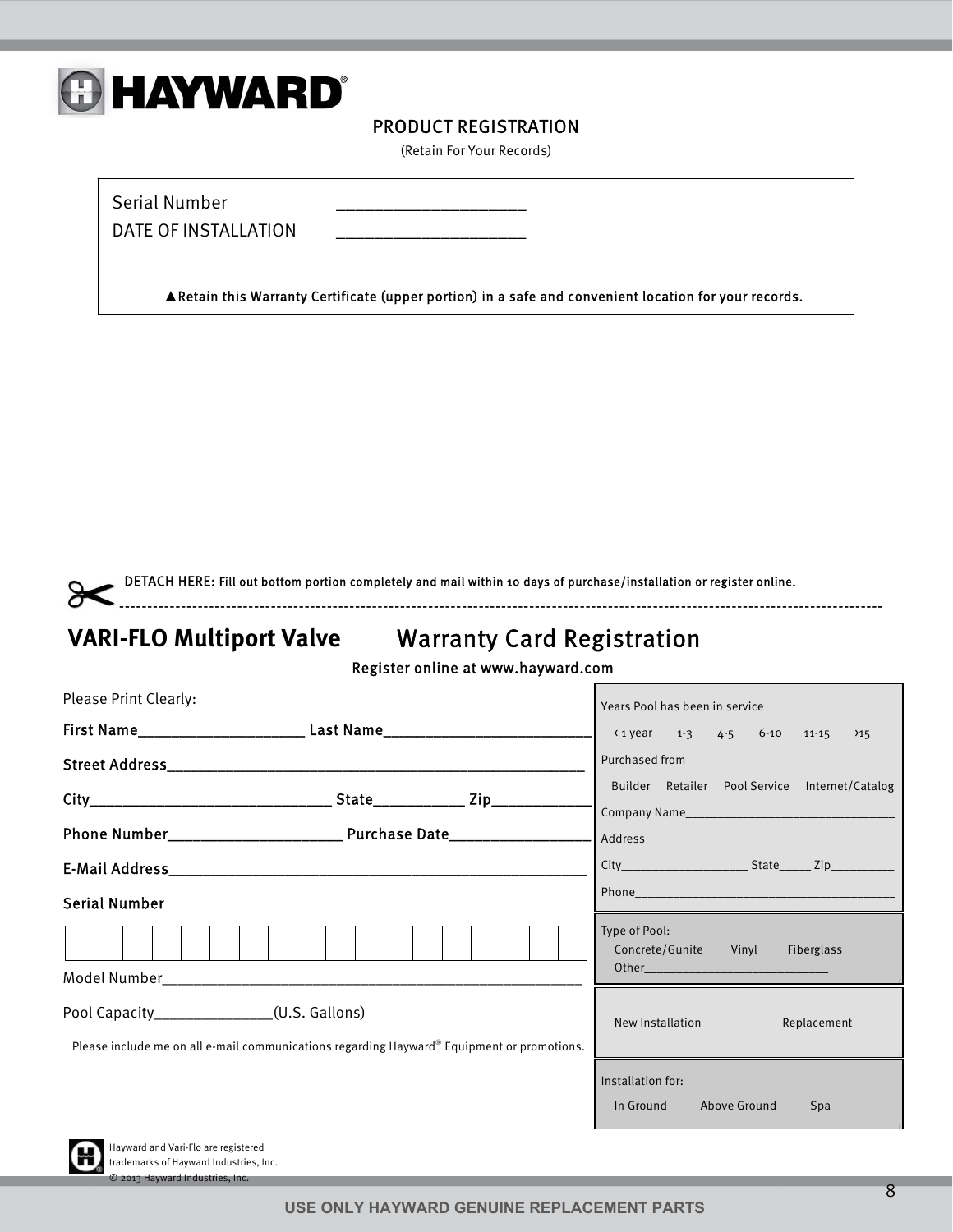HAYWARD®

## PRODUCT REGISTRATION

(Retain For Your Records)

Serial Number ____________________

DATE OF INSTALLATION ____________________

▲Retain this Warranty Certificate (upper portion) in a safe and convenient location for your records.

✂ DETACH HERE: Fill out bottom portion completely and mail within 10 days of purchase/installation or register online.

---

## VARI-FLO Multiport Valve    Warranty Card Registration

Register online at www.hayward.com

Please Print Clearly:

First Name____________________ Last Name__________________________

Street Address______________________________________________________

City______________________________ State___________ Zip____________

Phone Number______________________ Purchase Date__________________

E-Mail Address______________________________________________________

Serial Number

| | | | | | | | | | | | | | | | | | |
|---|---|---|---|---|---|---|---|---|---|---|---|---|---|---|---|---|---|
| | | | | | | | | | | | | | | | | | |

Model Number______________________________________________________

Pool Capacity_______________(U.S. Gallons)

Please include me on all e-mail communications regarding Hayward® Equipment or promotions.

Years Pool has been in service

‹ 1 year    1-3    4-5    6-10    11-15    ›15

Purchased from____________________________

Builder    Retailer    Pool Service    Internet/Catalog

Company Name________________________________

Address_____________________________________

City___________________ State_____ Zip__________

Phone_______________________________________

Type of Pool:

Concrete/Gunite    Vinyl    Fiberglass

Other____________________________

New Installation    Replacement

Installation for:

In Ground    Above Ground    Spa

Hayward and Vari-Flo are registered trademarks of Hayward Industries, Inc.
© 2013 Hayward Industries, Inc.

USE ONLY HAYWARD GENUINE REPLACEMENT PARTS